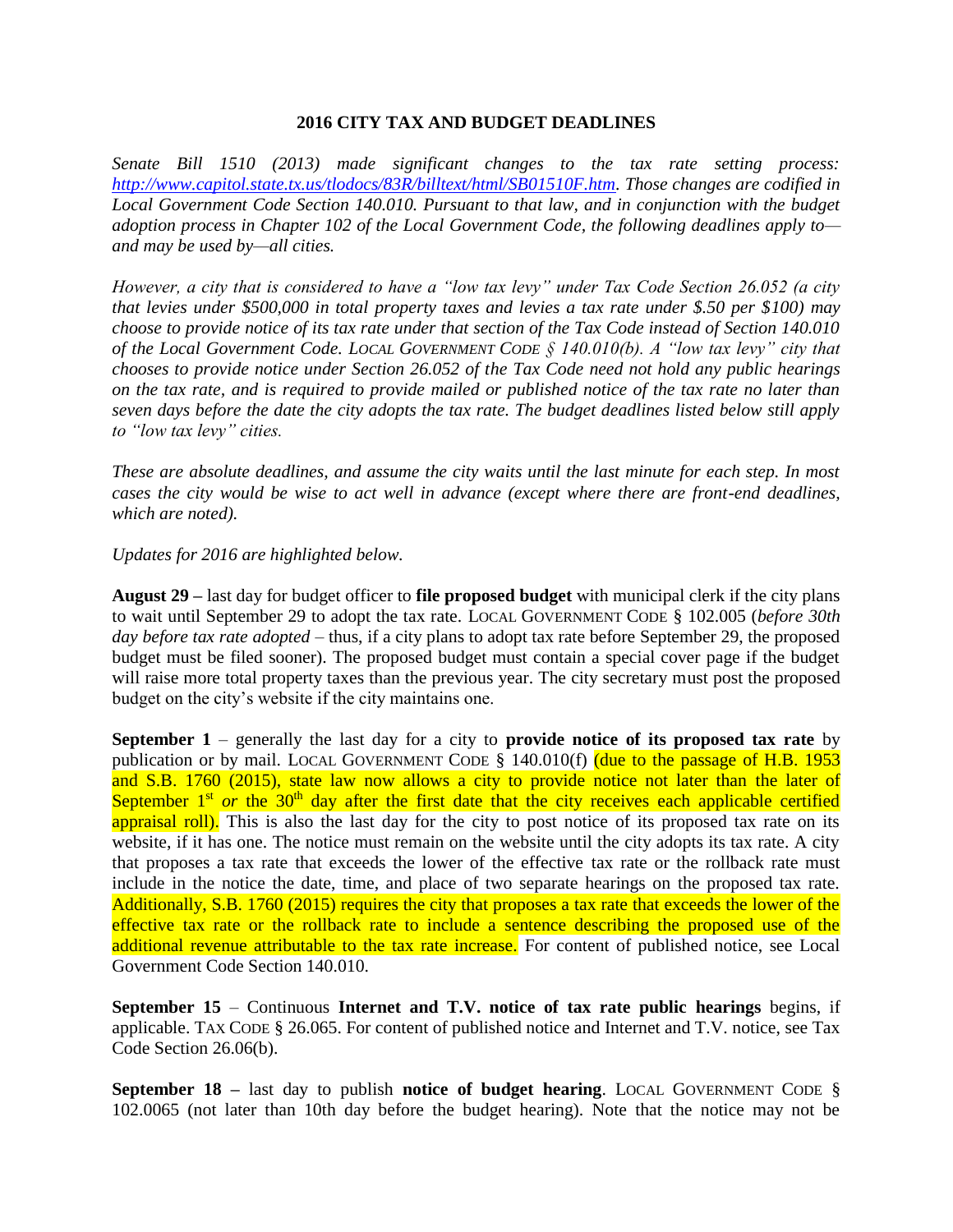# 2016 CITY TAX AND BUDGET DEADLINES

*Senate Bill 1510 (2013) made significant changes to the tax rate setting process: [http://www.capitol.state.tx.us/tlodocs/83R/billtext/html/SB01510F.htm](http://www.capitol.state.tx.us/tlodocs/83R/billtext/html/SB01510F.htm). Those changes are codified in Local Government Code Section 140.010. Pursuant to that law, and in conjunction with the budget adoption process in Chapter 102 of the Local Government Code, the following deadlines apply to—and may be used by—all cities.*

*However, a city that is considered to have a "low tax levy" under Tax Code Section 26.052 (a city that levies under $500,000 in total property taxes and levies a tax rate under $.50 per $100) may choose to provide notice of its tax rate under that section of the Tax Code instead of Section 140.010 of the Local Government Code. LOCAL GOVERNMENT CODE § 140.010(b). A "low tax levy" city that chooses to provide notice under Section 26.052 of the Tax Code need not hold any public hearings on the tax rate, and is required to provide mailed or published notice of the tax rate no later than seven days before the date the city adopts the tax rate. The budget deadlines listed below still apply to "low tax levy" cities.*

*These are absolute deadlines, and assume the city waits until the last minute for each step. In most cases the city would be wise to act well in advance (except where there are front-end deadlines, which are noted).*

*Updates for 2016 are highlighted below.*

**August 29 –** last day for budget officer to **file proposed budget** with municipal clerk if the city plans to wait until September 29 to adopt the tax rate. LOCAL GOVERNMENT CODE § 102.005 (*before 30th day before tax rate adopted* – thus, if a city plans to adopt tax rate before September 29, the proposed budget must be filed sooner). The proposed budget must contain a special cover page if the budget will raise more total property taxes than the previous year. The city secretary must post the proposed budget on the city's website if the city maintains one.

**September 1** – generally the last day for a city to **provide notice of its proposed tax rate** by publication or by mail. LOCAL GOVERNMENT CODE § 140.010(f) (due to the passage of H.B. 1953 and S.B. 1760 (2015), state law now allows a city to provide notice not later than the later of September 1st *or* the 30th day after the first date that the city receives each applicable certified appraisal roll). This is also the last day for the city to post notice of its proposed tax rate on its website, if it has one. The notice must remain on the website until the city adopts its tax rate. A city that proposes a tax rate that exceeds the lower of the effective tax rate or the rollback rate must include in the notice the date, time, and place of two separate hearings on the proposed tax rate. Additionally, S.B. 1760 (2015) requires the city that proposes a tax rate that exceeds the lower of the effective tax rate or the rollback rate to include a sentence describing the proposed use of the additional revenue attributable to the tax rate increase. For content of published notice, see Local Government Code Section 140.010.

**September 15** – Continuous **Internet and T.V. notice of tax rate public hearings** begins, if applicable. TAX CODE § 26.065. For content of published notice and Internet and T.V. notice, see Tax Code Section 26.06(b).

**September 18 –** last day to publish **notice of budget hearing**. LOCAL GOVERNMENT CODE § 102.0065 (not later than 10th day before the budget hearing). Note that the notice may not be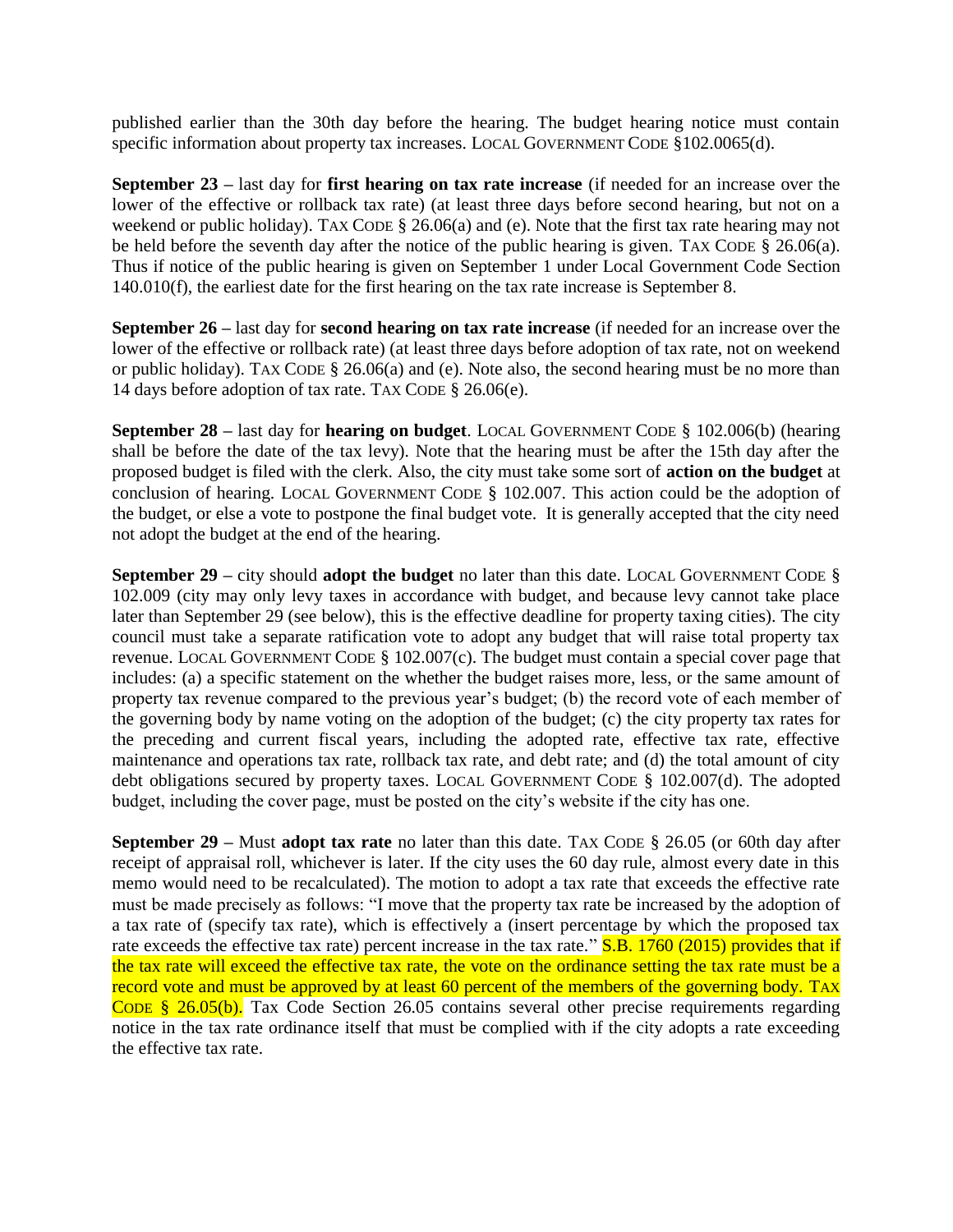published earlier than the 30th day before the hearing. The budget hearing notice must contain specific information about property tax increases. LOCAL GOVERNMENT CODE §102.0065(d).

**September 23 –** last day for **first hearing on tax rate increase** (if needed for an increase over the lower of the effective or rollback tax rate) (at least three days before second hearing, but not on a weekend or public holiday). TAX CODE § 26.06(a) and (e). Note that the first tax rate hearing may not be held before the seventh day after the notice of the public hearing is given. TAX CODE § 26.06(a). Thus if notice of the public hearing is given on September 1 under Local Government Code Section 140.010(f), the earliest date for the first hearing on the tax rate increase is September 8.

**September 26 –** last day for **second hearing on tax rate increase** (if needed for an increase over the lower of the effective or rollback rate) (at least three days before adoption of tax rate, not on weekend or public holiday). TAX CODE § 26.06(a) and (e). Note also, the second hearing must be no more than 14 days before adoption of tax rate. TAX CODE § 26.06(e).

**September 28 –** last day for **hearing on budget**. LOCAL GOVERNMENT CODE § 102.006(b) (hearing shall be before the date of the tax levy). Note that the hearing must be after the 15th day after the proposed budget is filed with the clerk. Also, the city must take some sort of **action on the budget** at conclusion of hearing. LOCAL GOVERNMENT CODE § 102.007. This action could be the adoption of the budget, or else a vote to postpone the final budget vote. It is generally accepted that the city need not adopt the budget at the end of the hearing.

**September 29 –** city should **adopt the budget** no later than this date. LOCAL GOVERNMENT CODE § 102.009 (city may only levy taxes in accordance with budget, and because levy cannot take place later than September 29 (see below), this is the effective deadline for property taxing cities). The city council must take a separate ratification vote to adopt any budget that will raise total property tax revenue. LOCAL GOVERNMENT CODE § 102.007(c). The budget must contain a special cover page that includes: (a) a specific statement on the whether the budget raises more, less, or the same amount of property tax revenue compared to the previous year's budget; (b) the record vote of each member of the governing body by name voting on the adoption of the budget; (c) the city property tax rates for the preceding and current fiscal years, including the adopted rate, effective tax rate, effective maintenance and operations tax rate, rollback tax rate, and debt rate; and (d) the total amount of city debt obligations secured by property taxes. LOCAL GOVERNMENT CODE § 102.007(d). The adopted budget, including the cover page, must be posted on the city's website if the city has one.

**September 29 –** Must **adopt tax rate** no later than this date. TAX CODE § 26.05 (or 60th day after receipt of appraisal roll, whichever is later. If the city uses the 60 day rule, almost every date in this memo would need to be recalculated). The motion to adopt a tax rate that exceeds the effective rate must be made precisely as follows: "I move that the property tax rate be increased by the adoption of a tax rate of (specify tax rate), which is effectively a (insert percentage by which the proposed tax rate exceeds the effective tax rate) percent increase in the tax rate." S.B. 1760 (2015) provides that if the tax rate will exceed the effective tax rate, the vote on the ordinance setting the tax rate must be a record vote and must be approved by at least 60 percent of the members of the governing body. TAX CODE § 26.05(b). Tax Code Section 26.05 contains several other precise requirements regarding notice in the tax rate ordinance itself that must be complied with if the city adopts a rate exceeding the effective tax rate.